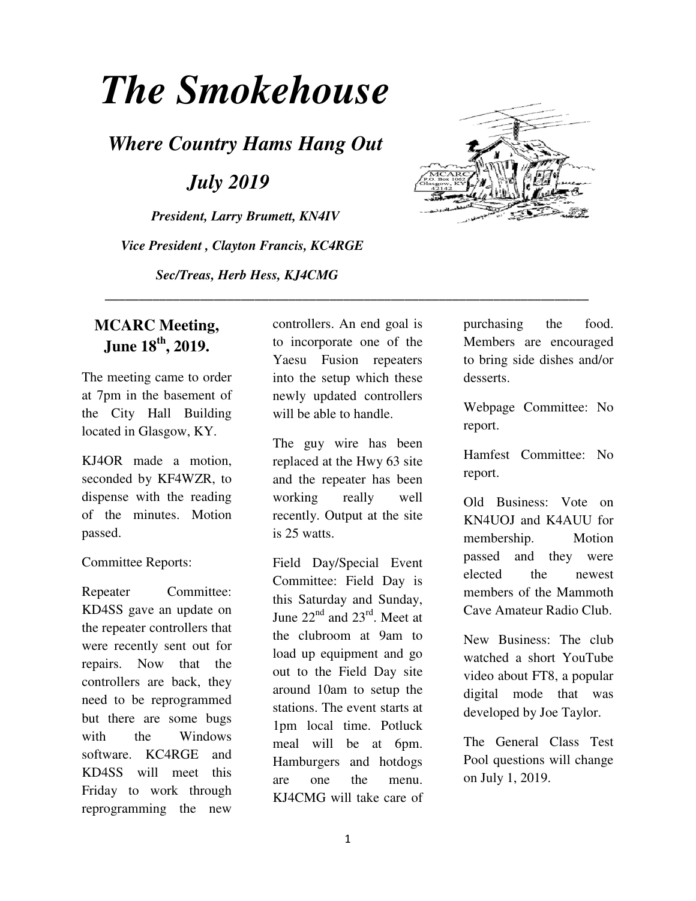# *The Smokehouse*

## *Where Country Hams Hang Out*

## *July 2019*

***President, Larry Brumett, KN4IV***

***Vice President , Clayton Francis, KC4RGE***

***Sec/Treas, Herb Hess, KJ4CMG***

---

## MCARC Meeting, June 18th, 2019.

The meeting came to order at 7pm in the basement of the City Hall Building located in Glasgow, KY.

KJ4OR made a motion, seconded by KF4WZR, to dispense with the reading of the minutes. Motion passed.

Committee Reports:

Repeater Committee: KD4SS gave an update on the repeater controllers that were recently sent out for repairs. Now that the controllers are back, they need to be reprogrammed but there are some bugs with the Windows software. KC4RGE and KD4SS will meet this Friday to work through reprogramming the new controllers. An end goal is to incorporate one of the Yaesu Fusion repeaters into the setup which these newly updated controllers will be able to handle.

The guy wire has been replaced at the Hwy 63 site and the repeater has been working really well recently. Output at the site is 25 watts.

Field Day/Special Event Committee: Field Day is this Saturday and Sunday, June 22nd and 23rd. Meet at the clubroom at 9am to load up equipment and go out to the Field Day site around 10am to setup the stations. The event starts at 1pm local time. Potluck meal will be at 6pm. Hamburgers and hotdogs are one the menu. KJ4CMG will take care of purchasing the food. Members are encouraged to bring side dishes and/or desserts.

Webpage Committee: No report.

Hamfest Committee: No report.

Old Business: Vote on KN4UOJ and K4AUU for membership. Motion passed and they were elected the newest members of the Mammoth Cave Amateur Radio Club.

New Business: The club watched a short YouTube video about FT8, a popular digital mode that was developed by Joe Taylor.

The General Class Test Pool questions will change on July 1, 2019.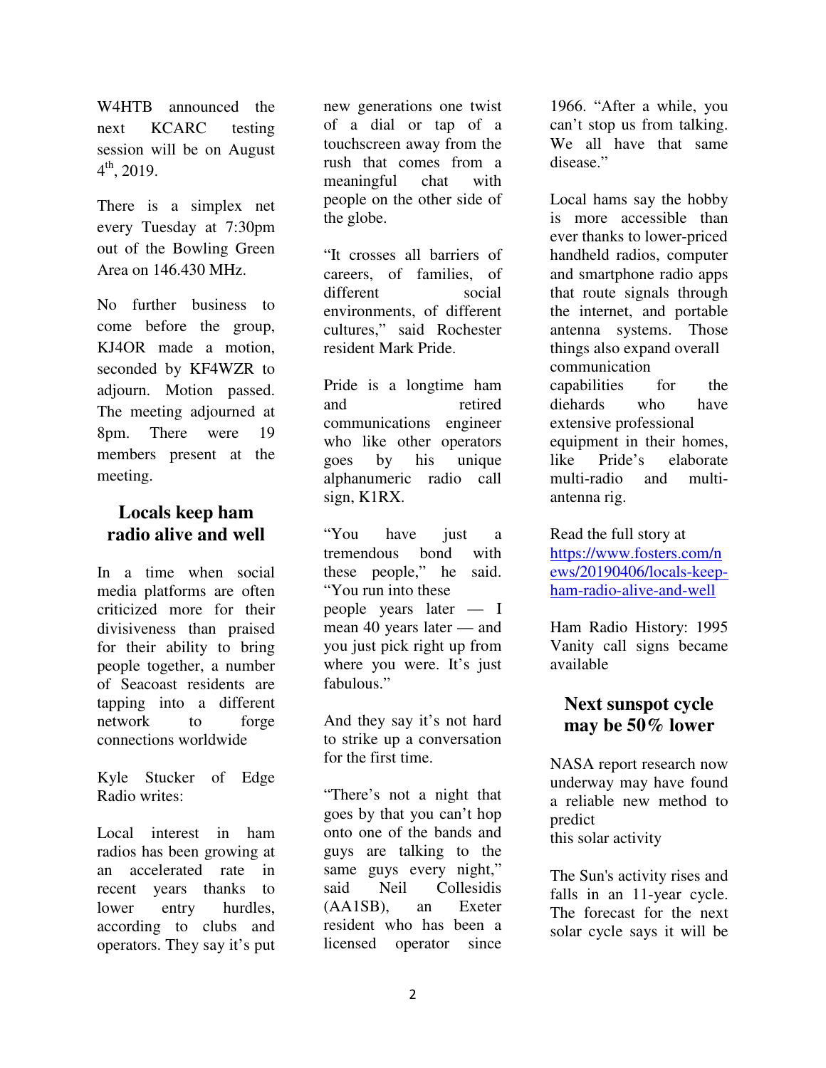W4HTB announced the next KCARC testing session will be on August 4th, 2019.

There is a simplex net every Tuesday at 7:30pm out of the Bowling Green Area on 146.430 MHz.

No further business to come before the group, KJ4OR made a motion, seconded by KF4WZR to adjourn. Motion passed. The meeting adjourned at 8pm. There were 19 members present at the meeting.

## Locals keep ham radio alive and well

In a time when social media platforms are often criticized more for their divisiveness than praised for their ability to bring people together, a number of Seacoast residents are tapping into a different network to forge connections worldwide

Kyle Stucker of Edge Radio writes:

Local interest in ham radios has been growing at an accelerated rate in recent years thanks to lower entry hurdles, according to clubs and operators. They say it's put new generations one twist of a dial or tap of a touchscreen away from the rush that comes from a meaningful chat with people on the other side of the globe.

"It crosses all barriers of careers, of families, of different social environments, of different cultures," said Rochester resident Mark Pride.

Pride is a longtime ham and retired communications engineer who like other operators goes by his unique alphanumeric radio call sign, K1RX.

"You have just a tremendous bond with these people," he said. "You run into these people years later — I mean 40 years later — and you just pick right up from where you were. It's just fabulous."

And they say it's not hard to strike up a conversation for the first time.

"There's not a night that goes by that you can't hop onto one of the bands and guys are talking to the same guys every night," said Neil Collesidis (AA1SB), an Exeter resident who has been a licensed operator since 1966. "After a while, you can't stop us from talking. We all have that same disease."

Local hams say the hobby is more accessible than ever thanks to lower-priced handheld radios, computer and smartphone radio apps that route signals through the internet, and portable antenna systems. Those things also expand overall communication capabilities for the diehards who have extensive professional equipment in their homes, like Pride's elaborate multi-radio and multi-antenna rig.

Read the full story at https://www.fosters.com/news/20190406/locals-keep-ham-radio-alive-and-well

Ham Radio History: 1995 Vanity call signs became available

## Next sunspot cycle may be 50% lower

NASA report research now underway may have found a reliable new method to predict this solar activity

The Sun's activity rises and falls in an 11-year cycle. The forecast for the next solar cycle says it will be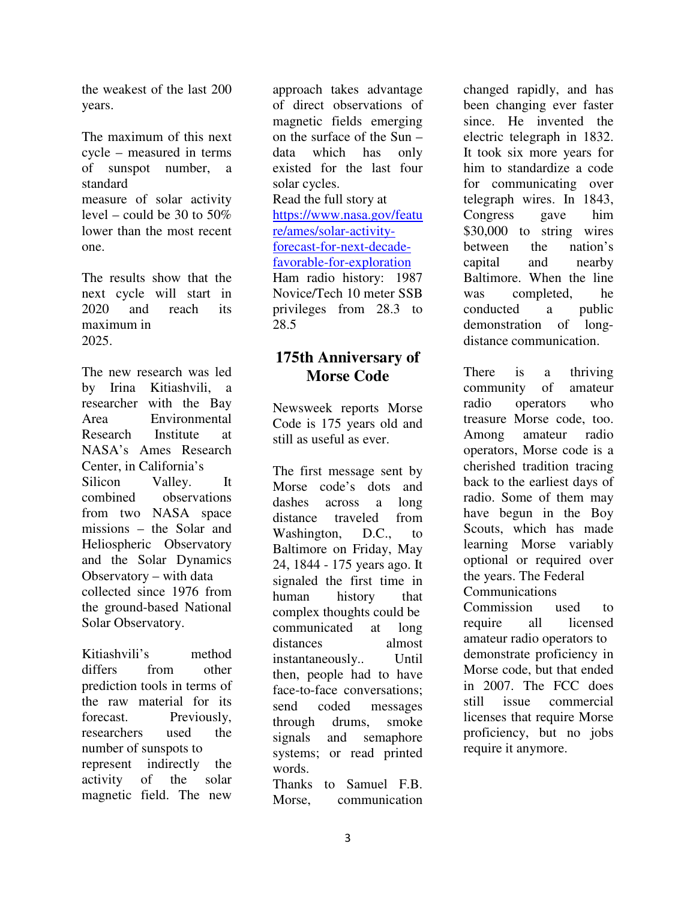the weakest of the last 200 years.

The maximum of this next cycle – measured in terms of sunspot number, a standard measure of solar activity level – could be 30 to 50% lower than the most recent one.

The results show that the next cycle will start in 2020 and reach its maximum in 2025.

The new research was led by Irina Kitiashvili, a researcher with the Bay Area Environmental Research Institute at NASA's Ames Research Center, in California's Silicon Valley. It combined observations from two NASA space missions – the Solar and Heliospheric Observatory and the Solar Dynamics Observatory – with data collected since 1976 from the ground-based National Solar Observatory.

Kitiashvili's method differs from other prediction tools in terms of the raw material for its forecast. Previously, researchers used the number of sunspots to represent indirectly the activity of the solar magnetic field. The new approach takes advantage of direct observations of magnetic fields emerging on the surface of the Sun – data which has only existed for the last four solar cycles.

Read the full story at [https://www.nasa.gov/feature/ames/solar-activity-forecast-for-next-decade-favorable-for-exploration](https://www.nasa.gov/feature/ames/solar-activity-forecast-for-next-decade-favorable-for-exploration)

Ham radio history: 1987 Novice/Tech 10 meter SSB privileges from 28.3 to 28.5

## 175th Anniversary of Morse Code

Newsweek reports Morse Code is 175 years old and still as useful as ever.

The first message sent by Morse code's dots and dashes across a long distance traveled from Washington, D.C., to Baltimore on Friday, May 24, 1844 - 175 years ago. It signaled the first time in human history that complex thoughts could be communicated at long distances almost instantaneously.. Until then, people had to have face-to-face conversations; send coded messages through drums, smoke signals and semaphore systems; or read printed words.

Thanks to Samuel F.B. Morse, communication changed rapidly, and has been changing ever faster since. He invented the electric telegraph in 1832. It took six more years for him to standardize a code for communicating over telegraph wires. In 1843, Congress gave him $30,000 to string wires between the nation's capital and nearby Baltimore. When the line was completed, he conducted a public demonstration of long-distance communication.

There is a thriving community of amateur radio operators who treasure Morse code, too. Among amateur radio operators, Morse code is a cherished tradition tracing back to the earliest days of radio. Some of them may have begun in the Boy Scouts, which has made learning Morse variably optional or required over the years. The Federal Communications Commission used to require all licensed amateur radio operators to demonstrate proficiency in Morse code, but that ended in 2007. The FCC does still issue commercial licenses that require Morse proficiency, but no jobs require it anymore.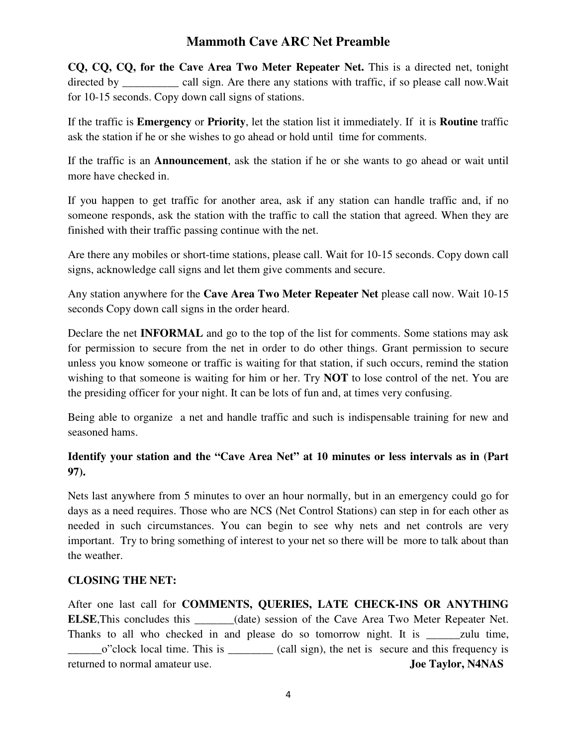# Mammoth Cave ARC Net Preamble

**CQ, CQ, CQ, for the Cave Area Two Meter Repeater Net.** This is a directed net, tonight directed by __________ call sign. Are there any stations with traffic, if so please call now.Wait for 10-15 seconds. Copy down call signs of stations.

If the traffic is **Emergency** or **Priority**, let the station list it immediately. If it is **Routine** traffic ask the station if he or she wishes to go ahead or hold until time for comments.

If the traffic is an **Announcement**, ask the station if he or she wants to go ahead or wait until more have checked in.

If you happen to get traffic for another area, ask if any station can handle traffic and, if no someone responds, ask the station with the traffic to call the station that agreed. When they are finished with their traffic passing continue with the net.

Are there any mobiles or short-time stations, please call. Wait for 10-15 seconds. Copy down call signs, acknowledge call signs and let them give comments and secure.

Any station anywhere for the **Cave Area Two Meter Repeater Net** please call now. Wait 10-15 seconds Copy down call signs in the order heard.

Declare the net **INFORMAL** and go to the top of the list for comments. Some stations may ask for permission to secure from the net in order to do other things. Grant permission to secure unless you know someone or traffic is waiting for that station, if such occurs, remind the station wishing to that someone is waiting for him or her. Try **NOT** to lose control of the net. You are the presiding officer for your night. It can be lots of fun and, at times very confusing.

Being able to organize a net and handle traffic and such is indispensable training for new and seasoned hams.

**Identify your station and the "Cave Area Net" at 10 minutes or less intervals as in (Part 97).**

Nets last anywhere from 5 minutes to over an hour normally, but in an emergency could go for days as a need requires. Those who are NCS (Net Control Stations) can step in for each other as needed in such circumstances. You can begin to see why nets and net controls are very important. Try to bring something of interest to your net so there will be more to talk about than the weather.

**CLOSING THE NET:**

After one last call for **COMMENTS, QUERIES, LATE CHECK-INS OR ANYTHING ELSE**,This concludes this _______(date) session of the Cave Area Two Meter Repeater Net. Thanks to all who checked in and please do so tomorrow night. It is ______zulu time, ______o"clock local time. This is ________ (call sign), the net is secure and this frequency is returned to normal amateur use.

**Joe Taylor, N4NAS**